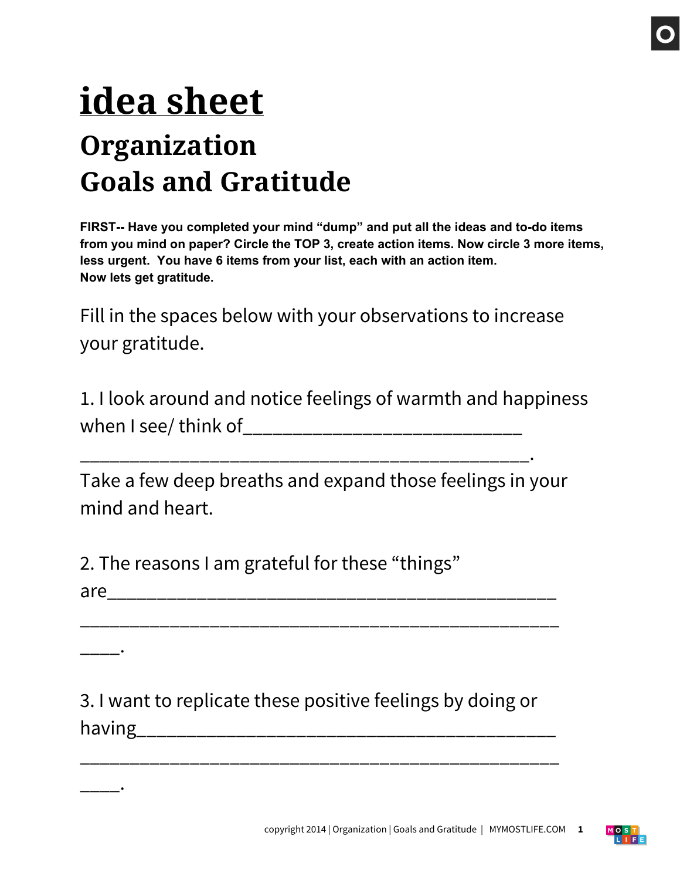# idea sheet

## Organization
## Goals and Gratitude

**FIRST-- Have you completed your mind "dump" and put all the ideas and to-do items from you mind on paper? Circle the TOP 3, create action items. Now circle 3 more items, less urgent. You have 6 items from your list, each with an action item.**
**Now lets get gratitude.**

Fill in the spaces below with your observations to increase your gratitude.

1. I look around and notice feelings of warmth and happiness when I see/ think of______________________________
_______________________________________________.
Take a few deep breaths and expand those feelings in your mind and heart.

2. The reasons I am grateful for these "things" are________________________________________________
____________________________________________________
____.

3. I want to replicate these positive feelings by doing or having_____________________________________________
____________________________________________________
____.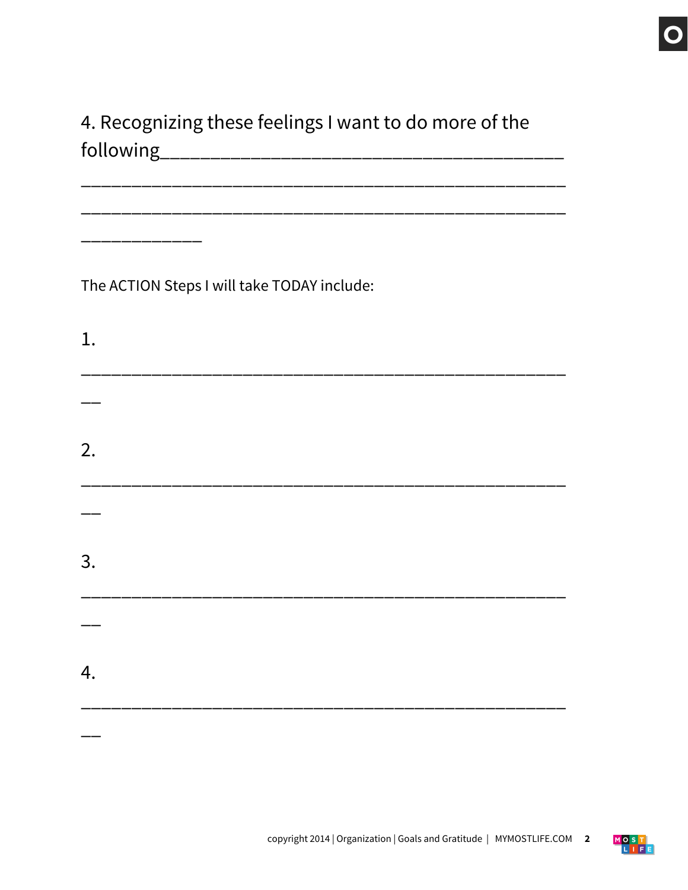4. Recognizing these feelings I want to do more of the following_________________________________________
_____________________________________________
_____________________________________________
___________

The ACTION Steps I will take TODAY include:

1.

_____________________________________________
__

2.

_____________________________________________
__

3.

_____________________________________________
__

4.

_____________________________________________
__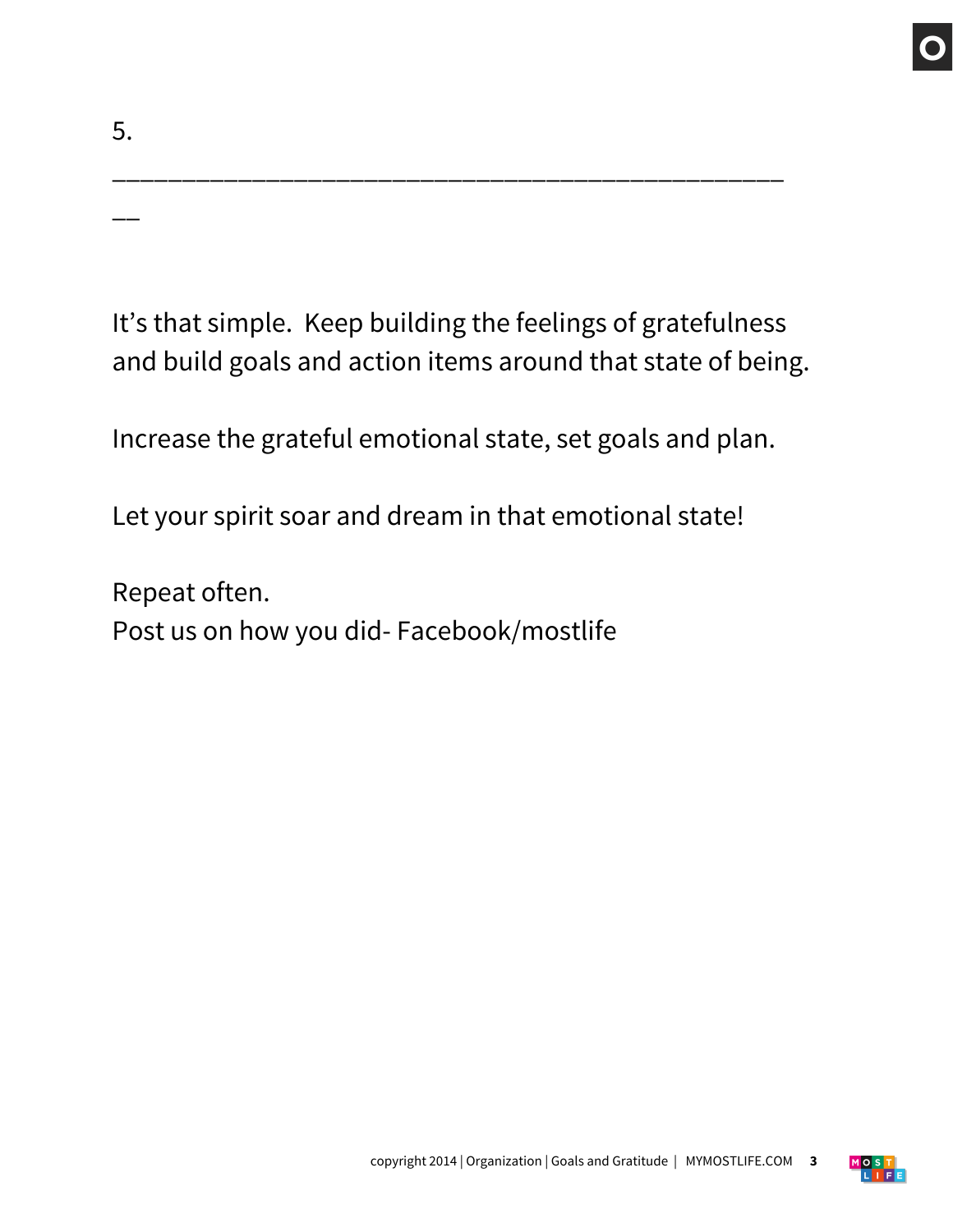5.

_______________________________________________
__

It's that simple.  Keep building the feelings of gratefulness and build goals and action items around that state of being.

Increase the grateful emotional state, set goals and plan.

Let your spirit soar and dream in that emotional state!

Repeat often.
Post us on how you did- Facebook/mostlife